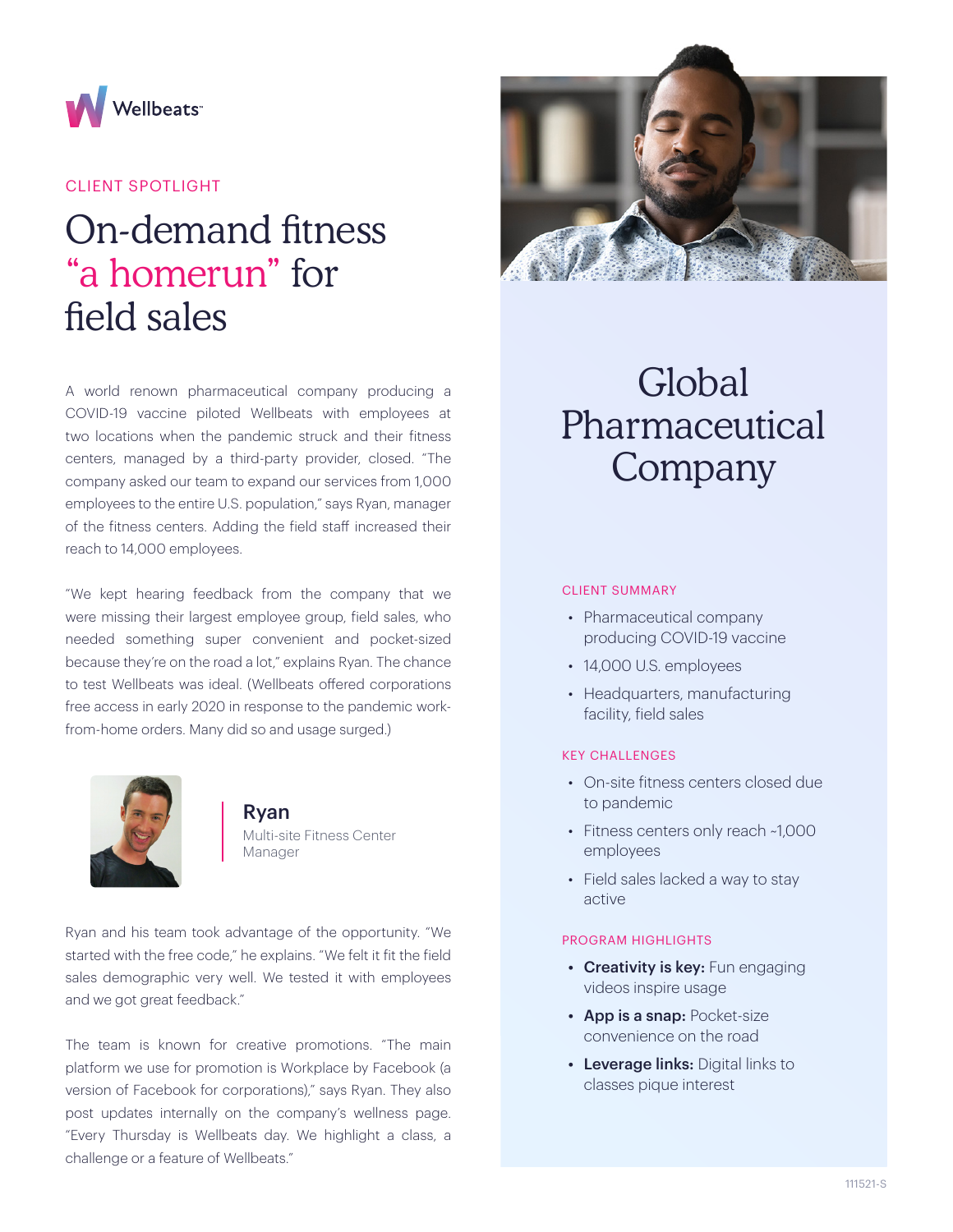Wellbeats

CLIENT SPOTLIGHT

# On-demand fitness "a homerun" for field sales

A world renown pharmaceutical company producing a COVID-19 vaccine piloted Wellbeats with employees at two locations when the pandemic struck and their fitness centers, managed by a third-party provider, closed. "The company asked our team to expand our services from 1,000 employees to the entire U.S. population," says Ryan, manager of the fitness centers. Adding the field staff increased their reach to 14,000 employees.

"We kept hearing feedback from the company that we were missing their largest employee group, field sales, who needed something super convenient and pocket-sized because they're on the road a lot," explains Ryan. The chance to test Wellbeats was ideal. (Wellbeats offered corporations free access in early 2020 in response to the pandemic work-from-home orders. Many did so and usage surged.)

**Ryan**
Multi-site Fitness Center Manager

Ryan and his team took advantage of the opportunity. "We started with the free code," he explains. "We felt it fit the field sales demographic very well. We tested it with employees and we got great feedback."

The team is known for creative promotions. "The main platform we use for promotion is Workplace by Facebook (a version of Facebook for corporations)," says Ryan. They also post updates internally on the company's wellness page. "Every Thursday is Wellbeats day. We highlight a class, a challenge or a feature of Wellbeats."

## Global Pharmaceutical Company

### CLIENT SUMMARY

- Pharmaceutical company producing COVID-19 vaccine
- 14,000 U.S. employees
- Headquarters, manufacturing facility, field sales

### KEY CHALLENGES

- On-site fitness centers closed due to pandemic
- Fitness centers only reach ~1,000 employees
- Field sales lacked a way to stay active

### PROGRAM HIGHLIGHTS

- **Creativity is key:** Fun engaging videos inspire usage
- **App is a snap:** Pocket-size convenience on the road
- **Leverage links:** Digital links to classes pique interest

111521-S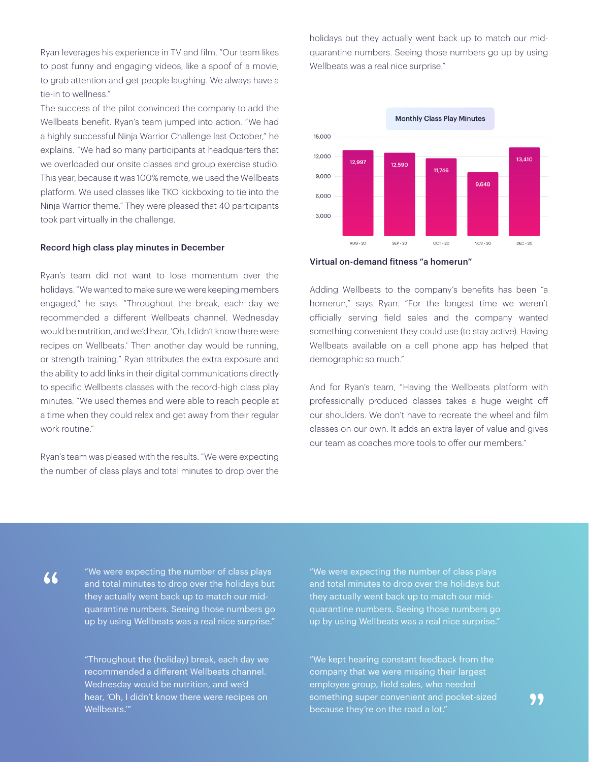Ryan leverages his experience in TV and film. "Our team likes to post funny and engaging videos, like a spoof of a movie, to grab attention and get people laughing. We always have a tie-in to wellness."

The success of the pilot convinced the company to add the Wellbeats benefit. Ryan's team jumped into action. "We had a highly successful Ninja Warrior Challenge last October," he explains. "We had so many participants at headquarters that we overloaded our onsite classes and group exercise studio. This year, because it was 100% remote, we used the Wellbeats platform. We used classes like TKO kickboxing to tie into the Ninja Warrior theme." They were pleased that 40 participants took part virtually in the challenge.

### Record high class play minutes in December

Ryan's team did not want to lose momentum over the holidays. "We wanted to make sure we were keeping members engaged," he says. "Throughout the break, each day we recommended a different Wellbeats channel. Wednesday would be nutrition, and we'd hear, 'Oh, I didn't know there were recipes on Wellbeats.' Then another day would be running, or strength training." Ryan attributes the extra exposure and the ability to add links in their digital communications directly to specific Wellbeats classes with the record-high class play minutes. "We used themes and were able to reach people at a time when they could relax and get away from their regular work routine."

Ryan's team was pleased with the results. "We were expecting the number of class plays and total minutes to drop over the holidays but they actually went back up to match our mid-quarantine numbers. Seeing those numbers go up by using Wellbeats was a real nice surprise."

Monthly Class Play Minutes

15,000
12,000
9,000
6,000
3,000

12,997
12,590
11,746
9,648
13,410

AUG - 20
SEP - 20
OCT - 20
NOV - 20
DEC - 20

### Virtual on-demand fitness "a homerun"

Adding Wellbeats to the company's benefits has been "a homerun," says Ryan. "For the longest time we weren't officially serving field sales and the company wanted something convenient they could use (to stay active). Having Wellbeats available on a cell phone app has helped that demographic so much."

And for Ryan's team, "Having the Wellbeats platform with professionally produced classes takes a huge weight off our shoulders. We don't have to recreate the wheel and film classes on our own. It adds an extra layer of value and gives our team as coaches more tools to offer our members."

> "We were expecting the number of class plays and total minutes to drop over the holidays but they actually went back up to match our mid-quarantine numbers. Seeing those numbers go up by using Wellbeats was a real nice surprise."

> "Throughout the (holiday) break, each day we recommended a different Wellbeats channel. Wednesday would be nutrition, and we'd hear, 'Oh, I didn't know there were recipes on Wellbeats.'"

> "We were expecting the number of class plays and total minutes to drop over the holidays but they actually went back up to match our mid-quarantine numbers. Seeing those numbers go up by using Wellbeats was a real nice surprise."

> "We kept hearing constant feedback from the company that we were missing their largest employee group, field sales, who needed something super convenient and pocket-sized because they're on the road a lot."